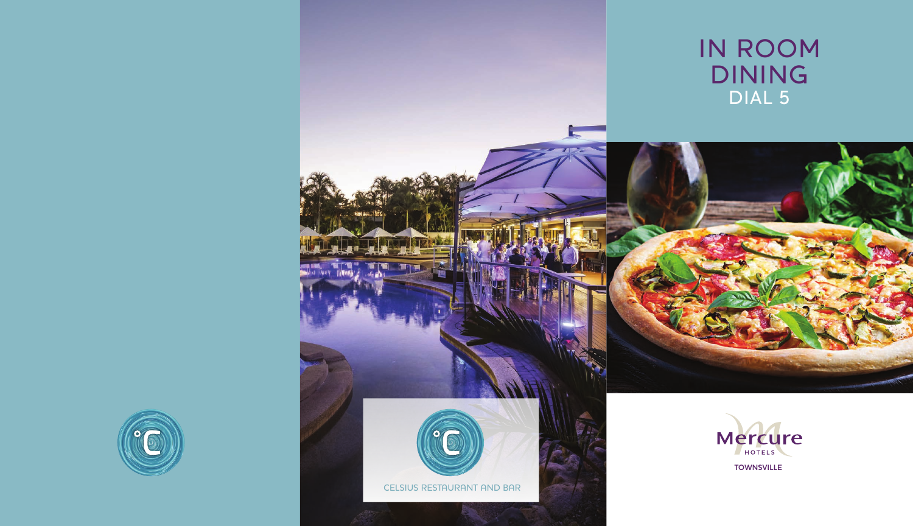CELSIUS RESTAURANT AND BAR

# IN ROOM DINING

## DIAL 5

Mercure HOTELS

TOWNSVILLE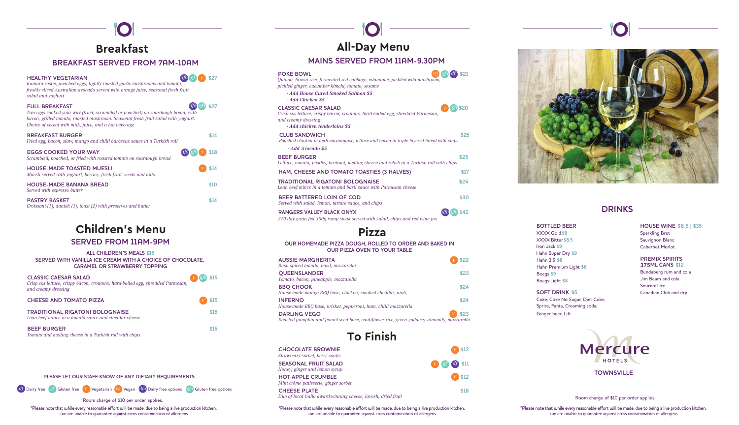# Breakfast

## BREAKFAST SERVED FROM 7AM-10AM

**HEALTHY VEGETARIAN** dfo gfo v $27
*Kumara rostie, poached eggs, lightly roasted garlic mushrooms and tomato, freshly sliced Australian avocado served with orange juice, seasonal fresh fruit salad and yoghurt*

**FULL BREAKFAST** dfo gfo $27
*Two eggs cooked your way (fried, scrambled or poached) on sourdough bread, with bacon, grilled tomato, roasted mushroom. Seasonal fresh fruit salad with yoghurt. Choice of cereal with milk, juice, and a hot beverage*

**BREAKFAST BURGER** $14
*Fried egg, bacon, slaw, mango and chilli barbecue sauce in a Turkish roll*

**EGGS COOKED YOUR WAY** dfo gfo v $18
*Scrambled, poached, or fried with roasted tomato on sourdough bread*

**HOUSE-MADE TOASTED MUESLI** v $14
*Muesli served with yoghurt, berries, fresh fruit, seeds and nuts*

**HOUSE-MADE BANANA BREAD** $10
*Served with espresso butter*

**PASTRY BASKET** $14
*Croissant (1), danish (1), toast (2) with preserves and butter*

# Children's Menu

## SERVED FROM 11AM-9PM

ALL CHILDREN'S MEALS $15
SERVED WITH VANILLA ICE CREAM WITH A CHOICE OF CHOCOLATE, CARAMEL OR STRAWBERRY TOPPING

**CLASSIC CAESAR SALAD** v gfo $15
*Crisp cos lettuce, crispy bacon, croutons, hard-boiled egg, shredded Parmesan, and creamy dressing*

**CHEESE AND TOMATO PIZZA** v $15

**TRADITIONAL RIGATONI BOLOGNAISE** $15
*Lean beef mince in a tomato sauce and cheddar cheese*

**BEEF BURGER** $15
*Tomato and melting cheese in a Turkish roll with chips*

PLEASE LET OUR STAFF KNOW OF ANY DIETARY REQUIREMENTS

df Dairy free · gf Gluten free · v Vegetarian · vg Vegan · dfo Dairy free options · gfo Gluten free options

Room charge of $10 per order applies.

*Please note that while every reasonable effort will be made, due to being a live production kitchen, we are unable to guarantee against cross contamination of allergens

# All-Day Menu

## MAINS SERVED FROM 11AM-9.30PM

**POKE BOWL** vg gfo df $21
*Quinoa, brown rice. fermented red cabbage, edamame, pickled wild mushroom, pickled ginger, cucumber kimchi, tomato, sesame*
- *Add House Cured Smoked Salmon $5*
- *Add Chicken $5*

**CLASSIC CAESAR SALAD** v gfo $20
*Crisp cos lettuce, crispy bacon, croutons, hard-boiled egg, shredded Parmesan, and creamy dressing*
- *Add chicken tenderloins $5*

**CLUB SANDWICH** $25
*Poached chicken in herb mayonnaise, lettuce and bacon in triple layered bread with chips*
- *Add Avocado $5*

**BEEF BURGER** $25
*Lettuce, tomato, pickles, beetroot, melting cheese and relish in a Turkish roll with chips*

**HAM, CHEESE AND TOMATO TOASTIES (3 HALVES)** $17

**TRADITIONAL RIGATONI BOLOGNAISE** $24
*Lean beef mince in a tomato and basil sauce with Parmesan cheese*

**BEER BATTERED LOIN OF COD** $30
*Served with salad, lemon, tartare sauce, and chips*

**RANGERS VALLEY BLACK ONYX** dfo gfo $42
*270 day grain fed 300g rump steak served with salad, chips and red wine jus*

# Pizza

OUR HOMEMADE PIZZA DOUGH, ROLLED TO ORDER AND BAKED IN OUR PIZZA OVEN TO YOUR TABLE

**AUSSIE MARGHERITA** v $22
*Bush spiced tomato, basil, mozzarella*

**QUEENSLANDER** $23
*Tomato, bacon, pineapple, mozzarella*

**BBQ CHOOK** $24
*House-made mango BBQ base, chicken, smoked cheddar, aioli,*

**INFERNO** $24
*House-made BBQ base, brisket, pepperoni, ham, chilli mozzarella*

**DARLING VEGO** v $23
*Roasted pumpkin and fennel seed base, cauliflower rice, green goddess, almonds, mozzarella*

# To Finish

**CHOCOLATE BROWNIE** v $12
*Strawberry sorbet, berry coulis*

**SEASONAL FRUIT SALAD** v gf df $11
*Honey, ginger and lemon syrup*

**HOT APPLE CRUMBLE** v $12
*Mint crème patisserie, ginger sorbet*

**CHEESE PLATE** $18
*Duo of local Gallo award-winning cheese, lavosh, dried fruit*

*Please note that while every reasonable effort will be made, due to being a live production kitchen, we are unable to guarantee against cross contamination of allergens

## DRINKS

**BOTTLED BEER**
XXXX Gold $8
XXXX Bitter $8.5
Iron Jack $9
Hahn Super Dry $9
Hahn 3.5 $8
Hahn Premium Light $8
Boags $9
Boags Light $8

**SOFT DRINK $5**
Coke, Coke No Sugar, Diet Coke, Sprite, Fanta, Creaming soda, Ginger beer, Lift

**HOUSE WINE $8.5 | $35**
Sparkling Brut
Sauvignon Blanc
Cabernet Merlot

**PREMIX SPIRITS 375ML CANS $12**
Bundaberg rum and cola
Jim Beam and cola
Smirnoff Ice
Canadian Club and dry

Mercure HOTELS
TOWNSVILLE

Room charge of $10 per order applies.

*Please note that while every reasonable effort will be made, due to being a live production kitchen, we are unable to guarantee against cross contamination of allergens